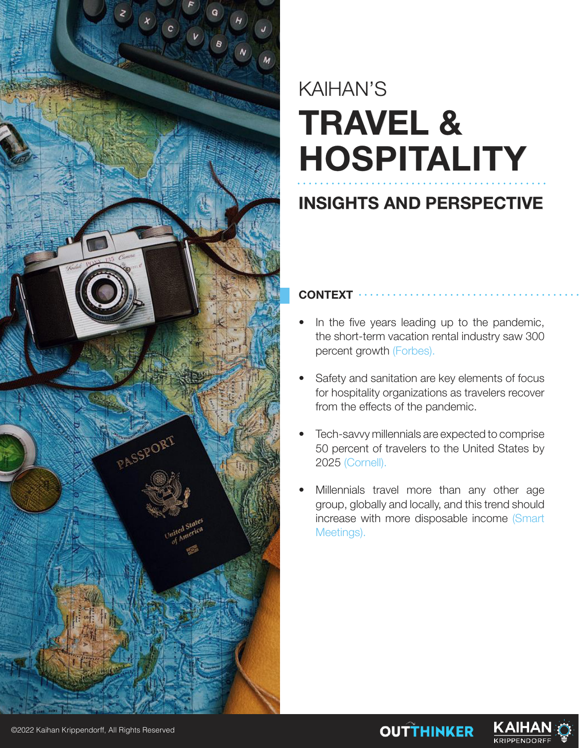KAIHAN'S

# TRAVEL & HOSPITALITY

## INSIGHTS AND PERSPECTIVE

### CONTEXT

- In the five years leading up to the pandemic, the short-term vacation rental industry saw 300 percent growth (Forbes).
- Safety and sanitation are key elements of focus for hospitality organizations as travelers recover from the effects of the pandemic.
- Tech-savvy millennials are expected to comprise 50 percent of travelers to the United States by 2025 (Cornell).
- Millennials travel more than any other age group, globally and locally, and this trend should increase with more disposable income (Smart Meetings).

©2022 Kaihan Krippendorff, All Rights Reserved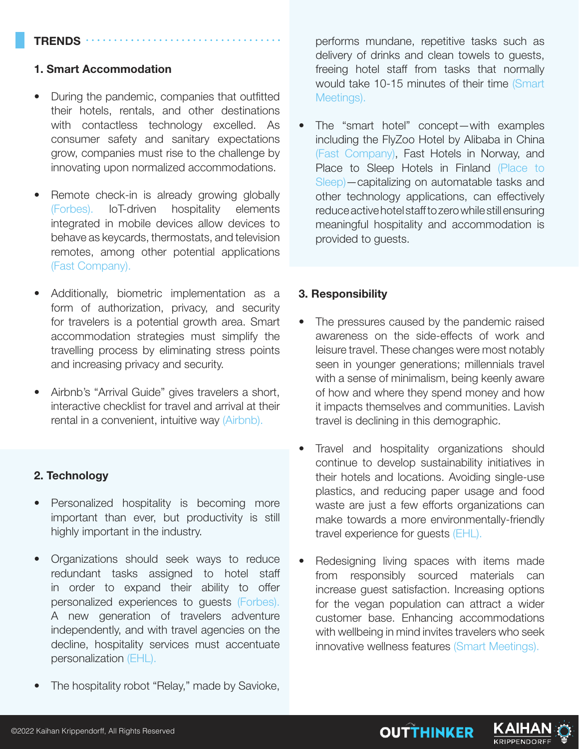## TRENDS

### 1. Smart Accommodation

- During the pandemic, companies that outfitted their hotels, rentals, and other destinations with contactless technology excelled. As consumer safety and sanitary expectations grow, companies must rise to the challenge by innovating upon normalized accommodations.
- Remote check-in is already growing globally (Forbes). IoT-driven hospitality elements integrated in mobile devices allow devices to behave as keycards, thermostats, and television remotes, among other potential applications (Fast Company).
- Additionally, biometric implementation as a form of authorization, privacy, and security for travelers is a potential growth area. Smart accommodation strategies must simplify the travelling process by eliminating stress points and increasing privacy and security.
- Airbnb's "Arrival Guide" gives travelers a short, interactive checklist for travel and arrival at their rental in a convenient, intuitive way (Airbnb).

### 2. Technology

- Personalized hospitality is becoming more important than ever, but productivity is still highly important in the industry.
- Organizations should seek ways to reduce redundant tasks assigned to hotel staff in order to expand their ability to offer personalized experiences to guests (Forbes). A new generation of travelers adventure independently, and with travel agencies on the decline, hospitality services must accentuate personalization (EHL).
- The hospitality robot "Relay," made by Savioke, performs mundane, repetitive tasks such as delivery of drinks and clean towels to guests, freeing hotel staff from tasks that normally would take 10-15 minutes of their time (Smart Meetings).
- The "smart hotel" concept—with examples including the FlyZoo Hotel by Alibaba in China (Fast Company), Fast Hotels in Norway, and Place to Sleep Hotels in Finland (Place to Sleep)—capitalizing on automatable tasks and other technology applications, can effectively reduce active hotel staff to zero while still ensuring meaningful hospitality and accommodation is provided to guests.

### 3. Responsibility

- The pressures caused by the pandemic raised awareness on the side-effects of work and leisure travel. These changes were most notably seen in younger generations; millennials travel with a sense of minimalism, being keenly aware of how and where they spend money and how it impacts themselves and communities. Lavish travel is declining in this demographic.
- Travel and hospitality organizations should continue to develop sustainability initiatives in their hotels and locations. Avoiding single-use plastics, and reducing paper usage and food waste are just a few efforts organizations can make towards a more environmentally-friendly travel experience for guests (EHL).
- Redesigning living spaces with items made from responsibly sourced materials can increase guest satisfaction. Increasing options for the vegan population can attract a wider customer base. Enhancing accommodations with wellbeing in mind invites travelers who seek innovative wellness features (Smart Meetings).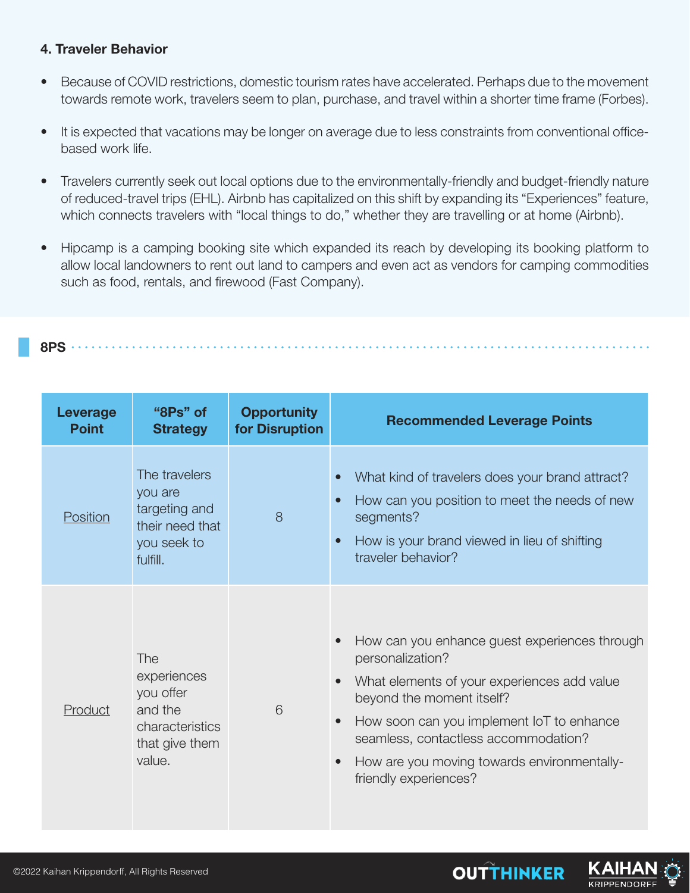### 4. Traveler Behavior

- Because of COVID restrictions, domestic tourism rates have accelerated. Perhaps due to the movement towards remote work, travelers seem to plan, purchase, and travel within a shorter time frame (Forbes).
- It is expected that vacations may be longer on average due to less constraints from conventional office-based work life.
- Travelers currently seek out local options due to the environmentally-friendly and budget-friendly nature of reduced-travel trips (EHL). Airbnb has capitalized on this shift by expanding its "Experiences" feature, which connects travelers with "local things to do," whether they are travelling or at home (Airbnb).
- Hipcamp is a camping booking site which expanded its reach by developing its booking platform to allow local landowners to rent out land to campers and even act as vendors for camping commodities such as food, rentals, and firewood (Fast Company).

## 8PS

| Leverage Point | "8Ps" of Strategy | Opportunity for Disruption | Recommended Leverage Points |
|---|---|---|---|
| Position | The travelers you are targeting and their need that you seek to fulfill. | 8 | • What kind of travelers does your brand attract?<br>• How can you position to meet the needs of new segments?<br>• How is your brand viewed in lieu of shifting traveler behavior? |
| Product | The experiences you offer and the characteristics that give them value. | 6 | • How can you enhance guest experiences through personalization?<br>• What elements of your experiences add value beyond the moment itself?<br>• How soon can you implement IoT to enhance seamless, contactless accommodation?<br>• How are you moving towards environmentally-friendly experiences? |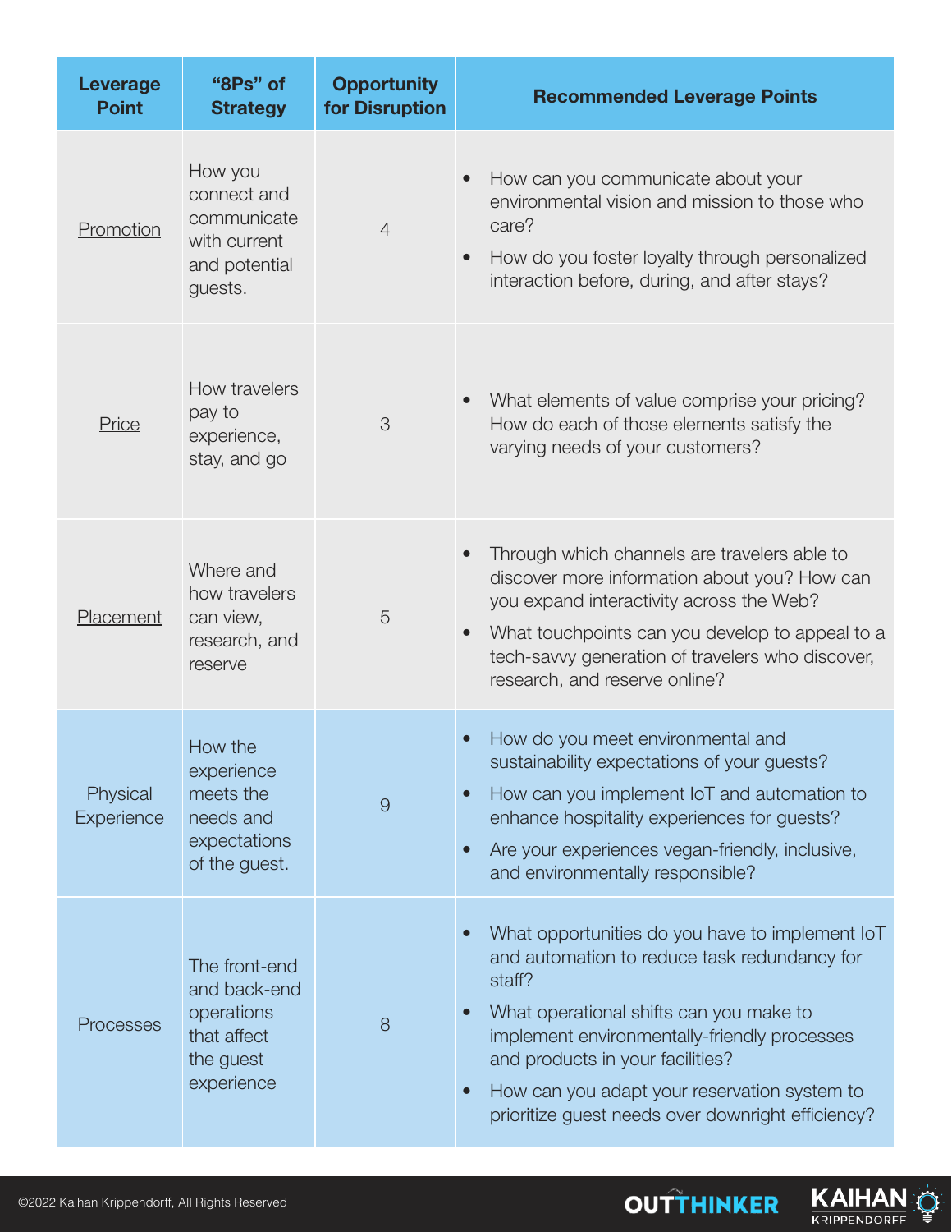| Leverage Point | "8Ps" of Strategy | Opportunity for Disruption | Recommended Leverage Points |
|---|---|---|---|
| Promotion | How you connect and communicate with current and potential guests. | 4 | • How can you communicate about your environmental vision and mission to those who care?<br>• How do you foster loyalty through personalized interaction before, during, and after stays? |
| Price | How travelers pay to experience, stay, and go | 3 | • What elements of value comprise your pricing? How do each of those elements satisfy the varying needs of your customers? |
| Placement | Where and how travelers can view, research, and reserve | 5 | • Through which channels are travelers able to discover more information about you? How can you expand interactivity across the Web?<br>• What touchpoints can you develop to appeal to a tech-savvy generation of travelers who discover, research, and reserve online? |
| Physical Experience | How the experience meets the needs and expectations of the guest. | 9 | • How do you meet environmental and sustainability expectations of your guests?<br>• How can you implement IoT and automation to enhance hospitality experiences for guests?<br>• Are your experiences vegan-friendly, inclusive, and environmentally responsible? |
| Processes | The front-end and back-end operations that affect the guest experience | 8 | • What opportunities do you have to implement IoT and automation to reduce task redundancy for staff?<br>• What operational shifts can you make to implement environmentally-friendly processes and products in your facilities?<br>• How can you adapt your reservation system to prioritize guest needs over downright efficiency? |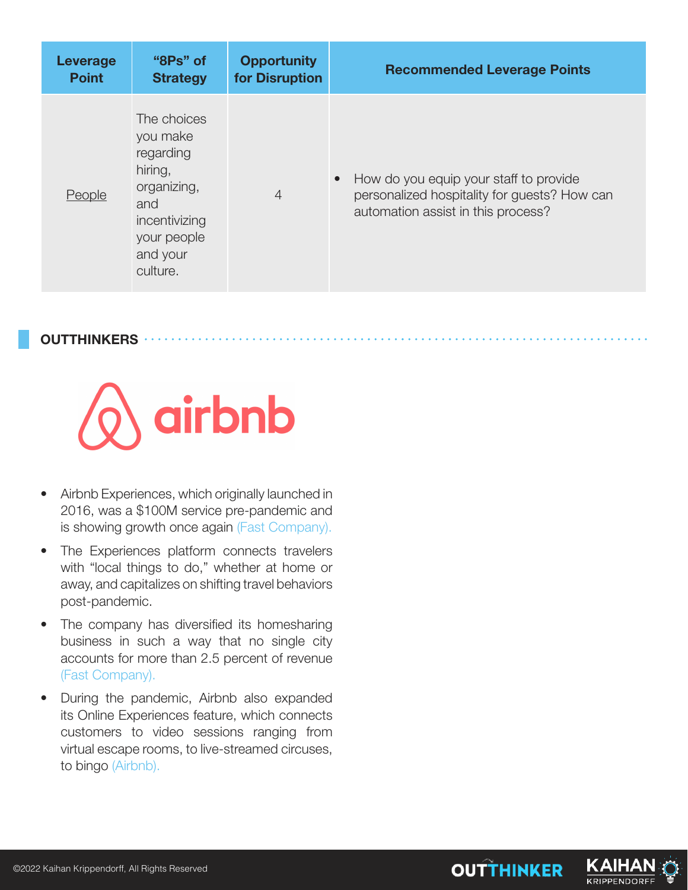| Leverage Point | "8Ps" of Strategy | Opportunity for Disruption | Recommended Leverage Points |
|---|---|---|---|
| People | The choices you make regarding hiring, organizing, and incentivizing your people and your culture. | 4 | • How do you equip your staff to provide personalized hospitality for guests? How can automation assist in this process? |

## OUTTHINKERS

airbnb

- Airbnb Experiences, which originally launched in 2016, was a $100M service pre-pandemic and is showing growth once again (Fast Company).
- The Experiences platform connects travelers with "local things to do," whether at home or away, and capitalizes on shifting travel behaviors post-pandemic.
- The company has diversified its homesharing business in such a way that no single city accounts for more than 2.5 percent of revenue (Fast Company).
- During the pandemic, Airbnb also expanded its Online Experiences feature, which connects customers to video sessions ranging from virtual escape rooms, to live-streamed circuses, to bingo (Airbnb).